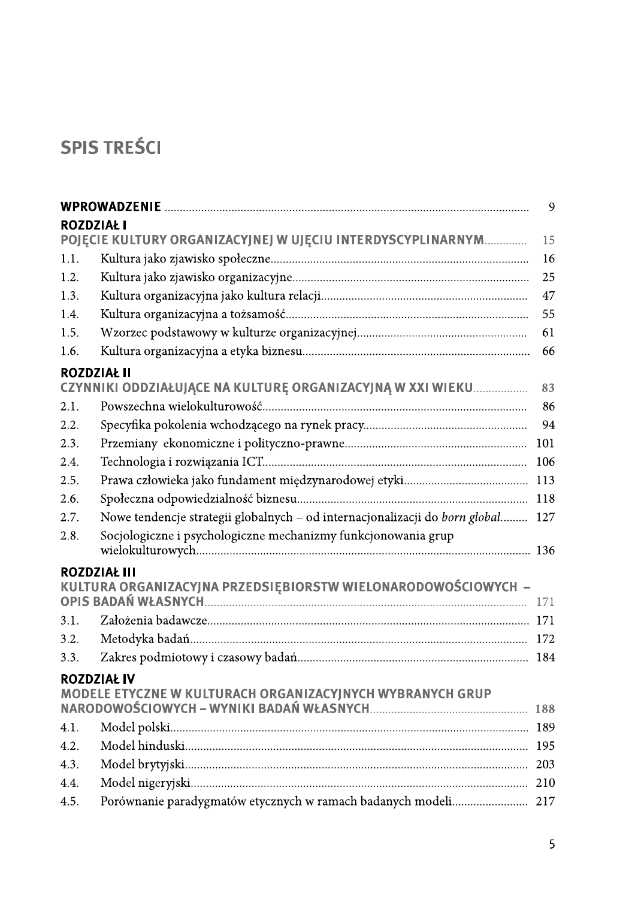# SPIS TREŚCI

| | | |
|---|---|---|
| **WPROWADZENIE** | | 9 |
| **ROZDZIAŁ I** | | |
| **POJĘCIE KULTURY ORGANIZACYJNEJ W UJĘCIU INTERDYSCYPLINARNYM** | | 15 |
| 1.1. | Kultura jako zjawisko społeczne | 16 |
| 1.2. | Kultura jako zjawisko organizacyjne | 25 |
| 1.3. | Kultura organizacyjna jako kultura relacji | 47 |
| 1.4. | Kultura organizacyjna a tożsamość | 55 |
| 1.5. | Wzorzec podstawowy w kulturze organizacyjnej | 61 |
| 1.6. | Kultura organizacyjna a etyka biznesu | 66 |
| **ROZDZIAŁ II** | | |
| **CZYNNIKI ODDZIAŁUJĄCE NA KULTURĘ ORGANIZACYJNĄ W XXI WIEKU** | | 83 |
| 2.1. | Powszechna wielokulturowość | 86 |
| 2.2. | Specyfika pokolenia wchodzącego na rynek pracy | 94 |
| 2.3. | Przemiany ekonomiczne i polityczno-prawne | 101 |
| 2.4. | Technologia i rozwiązania ICT | 106 |
| 2.5. | Prawa człowieka jako fundament międzynarodowej etyki | 113 |
| 2.6. | Społeczna odpowiedzialność biznesu | 118 |
| 2.7. | Nowe tendencje strategii globalnych – od internacjonalizacji do *born global* | 127 |
| 2.8. | Socjologiczne i psychologiczne mechanizmy funkcjonowania grup wielokulturowych | 136 |
| **ROZDZIAŁ III** | | |
| **KULTURA ORGANIZACYJNA PRZEDSIĘBIORSTW WIELONARODOWOŚCIOWYCH – OPIS BADAŃ WŁASNYCH** | | 171 |
| 3.1. | Założenia badawcze | 171 |
| 3.2. | Metodyka badań | 172 |
| 3.3. | Zakres podmiotowy i czasowy badań | 184 |
| **ROZDZIAŁ IV** | | |
| **MODELE ETYCZNE W KULTURACH ORGANIZACYJNYCH WYBRANYCH GRUP NARODOWOŚCIOWYCH – WYNIKI BADAŃ WŁASNYCH** | | 188 |
| 4.1. | Model polski | 189 |
| 4.2. | Model hinduski | 195 |
| 4.3. | Model brytyjski | 203 |
| 4.4. | Model nigeryjski | 210 |
| 4.5. | Porównanie paradygmatów etycznych w ramach badanych modeli | 217 |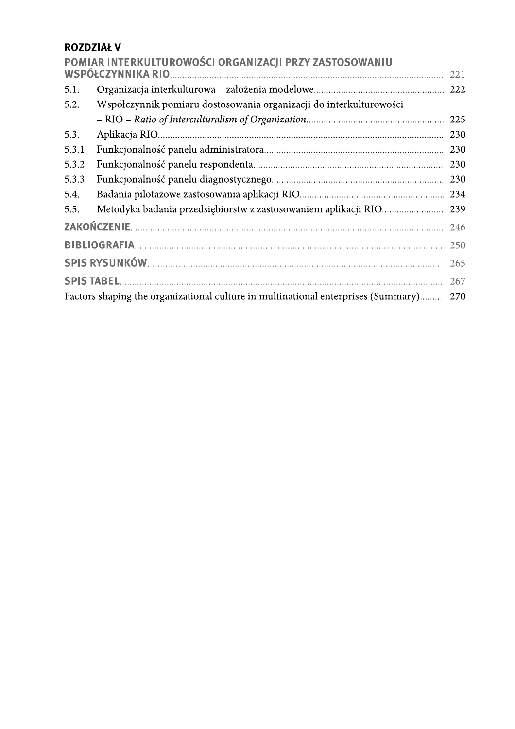**ROZDZIAŁ V**

**POMIAR INTERKULTUROWOŚCI ORGANIZACJI PRZY ZASTOSOWANIU WSPÓŁCZYNNIKA RIO** ..... 221

5.1. Organizacja interkulturowa – założenia modelowe ..... 222

5.2. Współczynnik pomiaru dostosowania organizacji do interkulturowości – RIO – *Ratio of Interculturalism of Organization* ..... 225

5.3. Aplikacja RIO ..... 230

5.3.1. Funkcjonalność panelu administratora ..... 230

5.3.2. Funkcjonalność panelu respondenta ..... 230

5.3.3. Funkcjonalność panelu diagnostycznego ..... 230

5.4. Badania pilotażowe zastosowania aplikacji RIO ..... 234

5.5. Metodyka badania przedsiębiorstw z zastosowaniem aplikacji RIO ..... 239

**ZAKOŃCZENIE** ..... 246

**BIBLIOGRAFIA** ..... 250

**SPIS RYSUNKÓW** ..... 265

**SPIS TABEL** ..... 267

Factors shaping the organizational culture in multinational enterprises (Summary) ..... 270